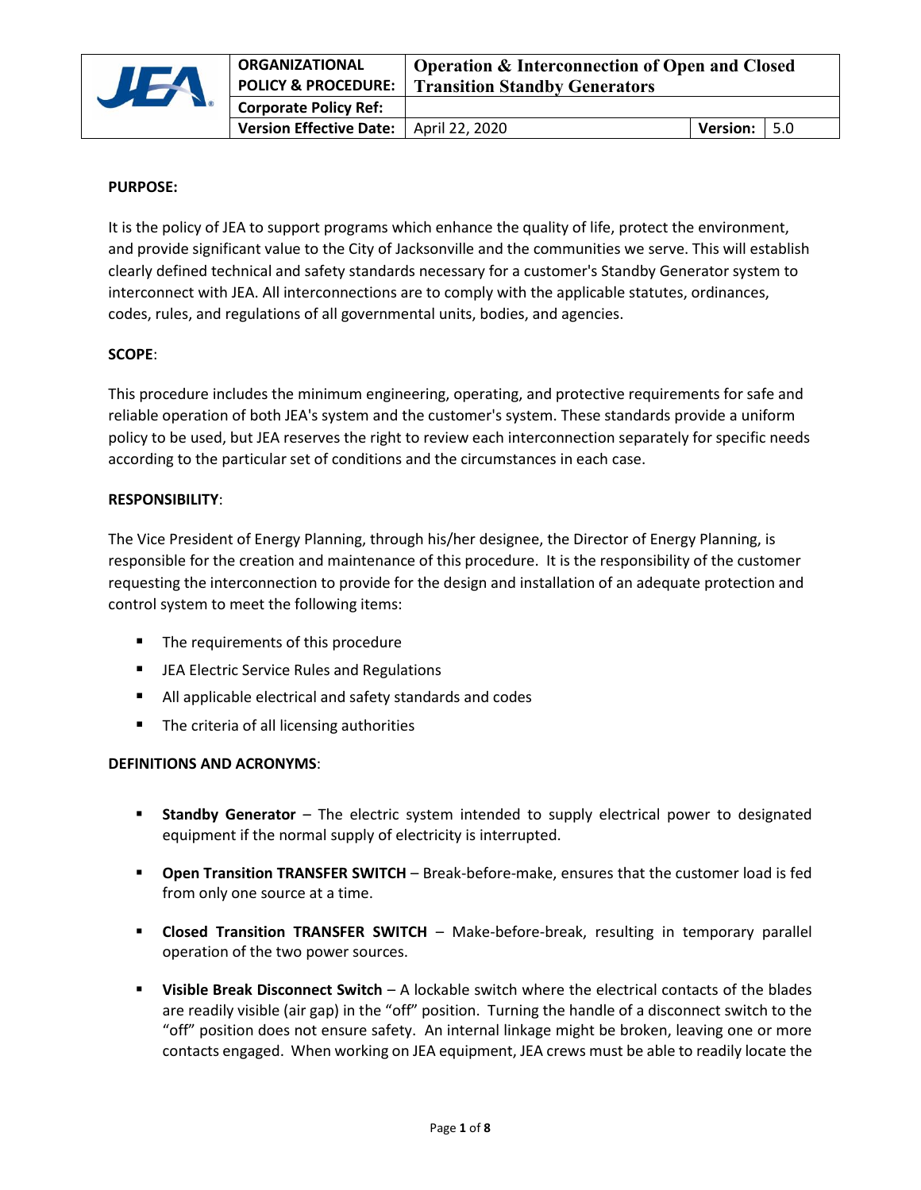| ORGANIZATIONAL POLICY & PROCEDURE: | Operation & Interconnection of Open and Closed Transition Standby Generators | | |
|---|---|---|---|
| Corporate Policy Ref: | | | |
| Version Effective Date: | April 22, 2020 | Version: | 5.0 |

**PURPOSE:**

It is the policy of JEA to support programs which enhance the quality of life, protect the environment, and provide significant value to the City of Jacksonville and the communities we serve. This will establish clearly defined technical and safety standards necessary for a customer's Standby Generator system to interconnect with JEA. All interconnections are to comply with the applicable statutes, ordinances, codes, rules, and regulations of all governmental units, bodies, and agencies.

**SCOPE**:

This procedure includes the minimum engineering, operating, and protective requirements for safe and reliable operation of both JEA's system and the customer's system. These standards provide a uniform policy to be used, but JEA reserves the right to review each interconnection separately for specific needs according to the particular set of conditions and the circumstances in each case.

**RESPONSIBILITY**:

The Vice President of Energy Planning, through his/her designee, the Director of Energy Planning, is responsible for the creation and maintenance of this procedure. It is the responsibility of the customer requesting the interconnection to provide for the design and installation of an adequate protection and control system to meet the following items:

- The requirements of this procedure
- JEA Electric Service Rules and Regulations
- All applicable electrical and safety standards and codes
- The criteria of all licensing authorities

**DEFINITIONS AND ACRONYMS**:

- **Standby Generator** – The electric system intended to supply electrical power to designated equipment if the normal supply of electricity is interrupted.
- **Open Transition TRANSFER SWITCH** – Break-before-make, ensures that the customer load is fed from only one source at a time.
- **Closed Transition TRANSFER SWITCH** – Make-before-break, resulting in temporary parallel operation of the two power sources.
- **Visible Break Disconnect Switch** – A lockable switch where the electrical contacts of the blades are readily visible (air gap) in the "off" position. Turning the handle of a disconnect switch to the "off" position does not ensure safety. An internal linkage might be broken, leaving one or more contacts engaged. When working on JEA equipment, JEA crews must be able to readily locate the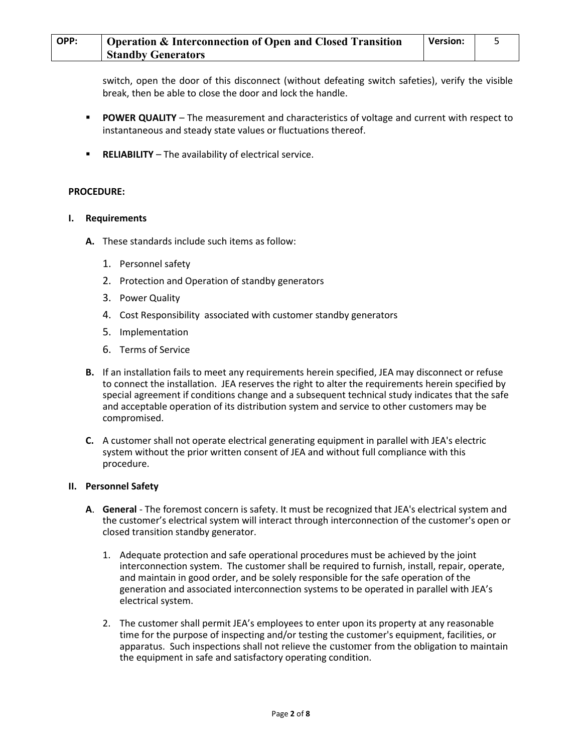switch, open the door of this disconnect (without defeating switch safeties), verify the visible break, then be able to close the door and lock the handle.

- **POWER QUALITY** – The measurement and characteristics of voltage and current with respect to instantaneous and steady state values or fluctuations thereof.

- **RELIABILITY** – The availability of electrical service.

**PROCEDURE:**

**I. Requirements**

**A.** These standards include such items as follow:

1. Personnel safety
2. Protection and Operation of standby generators
3. Power Quality
4. Cost Responsibility associated with customer standby generators
5. Implementation
6. Terms of Service

**B.** If an installation fails to meet any requirements herein specified, JEA may disconnect or refuse to connect the installation. JEA reserves the right to alter the requirements herein specified by special agreement if conditions change and a subsequent technical study indicates that the safe and acceptable operation of its distribution system and service to other customers may be compromised.

**C.** A customer shall not operate electrical generating equipment in parallel with JEA's electric system without the prior written consent of JEA and without full compliance with this procedure.

**II. Personnel Safety**

**A**. **General** - The foremost concern is safety. It must be recognized that JEA's electrical system and the customer's electrical system will interact through interconnection of the customer's open or closed transition standby generator.

1. Adequate protection and safe operational procedures must be achieved by the joint interconnection system. The customer shall be required to furnish, install, repair, operate, and maintain in good order, and be solely responsible for the safe operation of the generation and associated interconnection systems to be operated in parallel with JEA's electrical system.

2. The customer shall permit JEA's employees to enter upon its property at any reasonable time for the purpose of inspecting and/or testing the customer's equipment, facilities, or apparatus. Such inspections shall not relieve the customer from the obligation to maintain the equipment in safe and satisfactory operating condition.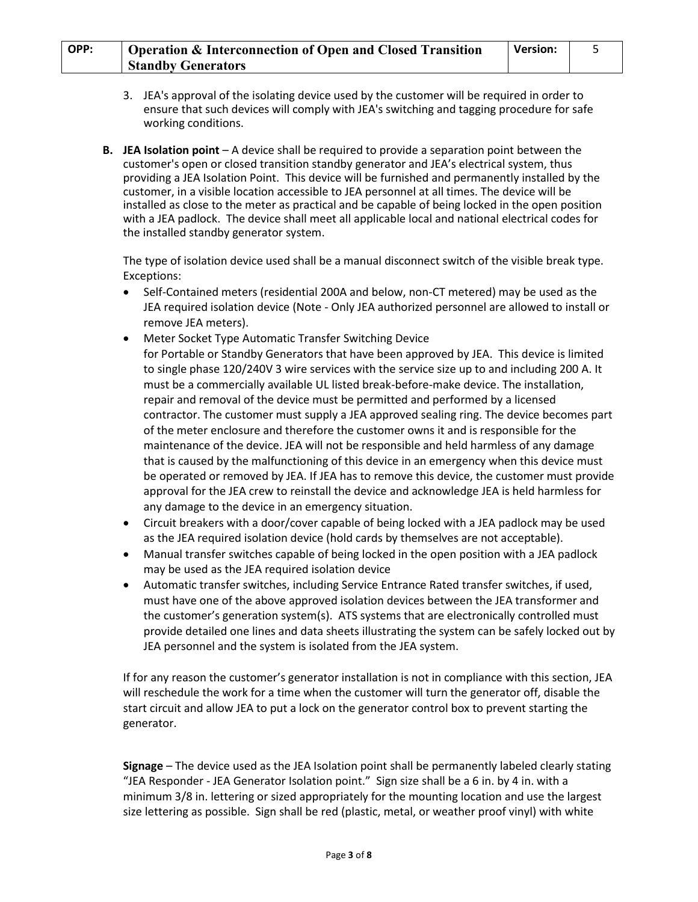3. JEA's approval of the isolating device used by the customer will be required in order to ensure that such devices will comply with JEA's switching and tagging procedure for safe working conditions.

**B. JEA Isolation point** – A device shall be required to provide a separation point between the customer's open or closed transition standby generator and JEA's electrical system, thus providing a JEA Isolation Point. This device will be furnished and permanently installed by the customer, in a visible location accessible to JEA personnel at all times. The device will be installed as close to the meter as practical and be capable of being locked in the open position with a JEA padlock. The device shall meet all applicable local and national electrical codes for the installed standby generator system.

The type of isolation device used shall be a manual disconnect switch of the visible break type. Exceptions:

- Self-Contained meters (residential 200A and below, non-CT metered) may be used as the JEA required isolation device (Note - Only JEA authorized personnel are allowed to install or remove JEA meters).
- Meter Socket Type Automatic Transfer Switching Device for Portable or Standby Generators that have been approved by JEA. This device is limited to single phase 120/240V 3 wire services with the service size up to and including 200 A. It must be a commercially available UL listed break-before-make device. The installation, repair and removal of the device must be permitted and performed by a licensed contractor. The customer must supply a JEA approved sealing ring. The device becomes part of the meter enclosure and therefore the customer owns it and is responsible for the maintenance of the device. JEA will not be responsible and held harmless of any damage that is caused by the malfunctioning of this device in an emergency when this device must be operated or removed by JEA. If JEA has to remove this device, the customer must provide approval for the JEA crew to reinstall the device and acknowledge JEA is held harmless for any damage to the device in an emergency situation.
- Circuit breakers with a door/cover capable of being locked with a JEA padlock may be used as the JEA required isolation device (hold cards by themselves are not acceptable).
- Manual transfer switches capable of being locked in the open position with a JEA padlock may be used as the JEA required isolation device
- Automatic transfer switches, including Service Entrance Rated transfer switches, if used, must have one of the above approved isolation devices between the JEA transformer and the customer's generation system(s). ATS systems that are electronically controlled must provide detailed one lines and data sheets illustrating the system can be safely locked out by JEA personnel and the system is isolated from the JEA system.

If for any reason the customer's generator installation is not in compliance with this section, JEA will reschedule the work for a time when the customer will turn the generator off, disable the start circuit and allow JEA to put a lock on the generator control box to prevent starting the generator.

**Signage** – The device used as the JEA Isolation point shall be permanently labeled clearly stating "JEA Responder - JEA Generator Isolation point." Sign size shall be a 6 in. by 4 in. with a minimum 3/8 in. lettering or sized appropriately for the mounting location and use the largest size lettering as possible. Sign shall be red (plastic, metal, or weather proof vinyl) with white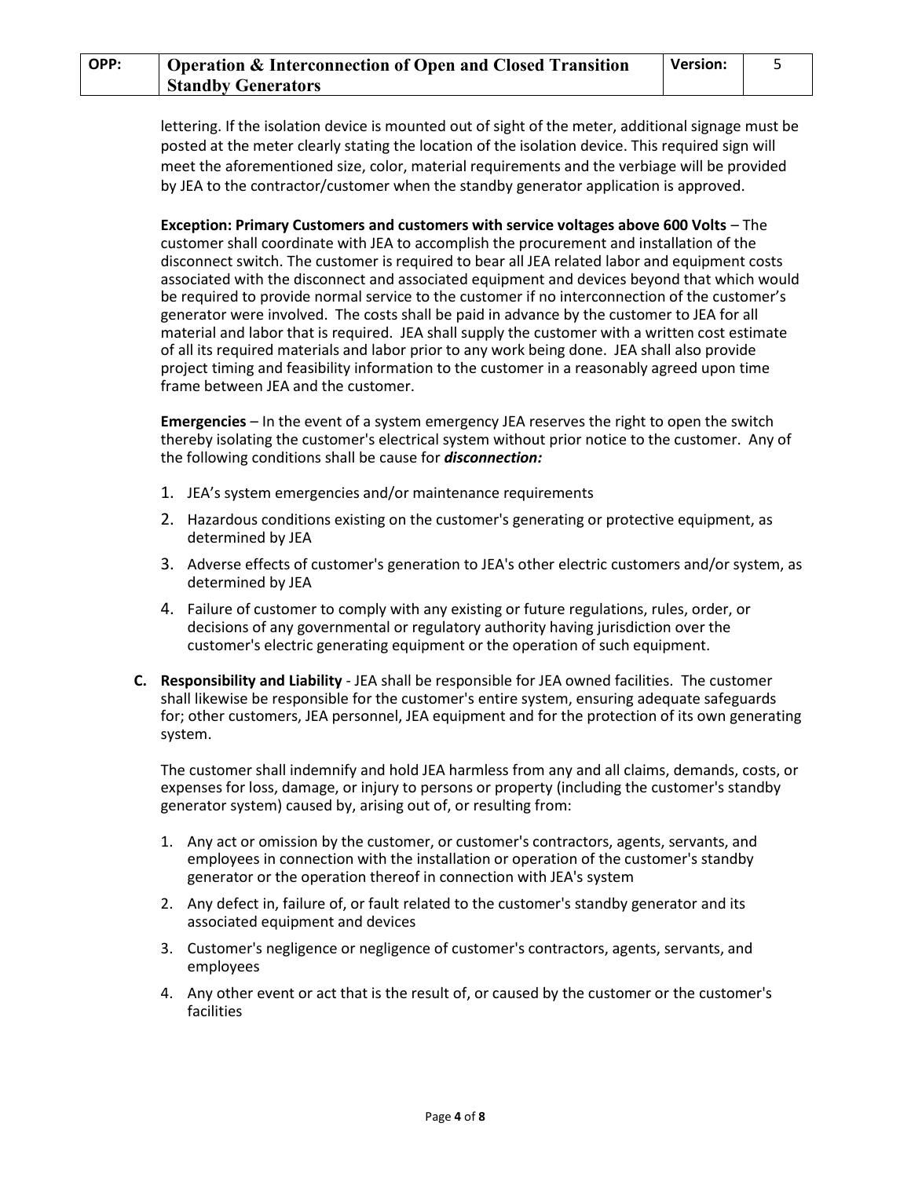lettering. If the isolation device is mounted out of sight of the meter, additional signage must be posted at the meter clearly stating the location of the isolation device. This required sign will meet the aforementioned size, color, material requirements and the verbiage will be provided by JEA to the contractor/customer when the standby generator application is approved.

**Exception: Primary Customers and customers with service voltages above 600 Volts** – The customer shall coordinate with JEA to accomplish the procurement and installation of the disconnect switch. The customer is required to bear all JEA related labor and equipment costs associated with the disconnect and associated equipment and devices beyond that which would be required to provide normal service to the customer if no interconnection of the customer's generator were involved. The costs shall be paid in advance by the customer to JEA for all material and labor that is required. JEA shall supply the customer with a written cost estimate of all its required materials and labor prior to any work being done. JEA shall also provide project timing and feasibility information to the customer in a reasonably agreed upon time frame between JEA and the customer.

**Emergencies** – In the event of a system emergency JEA reserves the right to open the switch thereby isolating the customer's electrical system without prior notice to the customer. Any of the following conditions shall be cause for ***disconnection:***

1. JEA's system emergencies and/or maintenance requirements
2. Hazardous conditions existing on the customer's generating or protective equipment, as determined by JEA
3. Adverse effects of customer's generation to JEA's other electric customers and/or system, as determined by JEA
4. Failure of customer to comply with any existing or future regulations, rules, order, or decisions of any governmental or regulatory authority having jurisdiction over the customer's electric generating equipment or the operation of such equipment.

**C. Responsibility and Liability** - JEA shall be responsible for JEA owned facilities. The customer shall likewise be responsible for the customer's entire system, ensuring adequate safeguards for; other customers, JEA personnel, JEA equipment and for the protection of its own generating system.

The customer shall indemnify and hold JEA harmless from any and all claims, demands, costs, or expenses for loss, damage, or injury to persons or property (including the customer's standby generator system) caused by, arising out of, or resulting from:

1. Any act or omission by the customer, or customer's contractors, agents, servants, and employees in connection with the installation or operation of the customer's standby generator or the operation thereof in connection with JEA's system
2. Any defect in, failure of, or fault related to the customer's standby generator and its associated equipment and devices
3. Customer's negligence or negligence of customer's contractors, agents, servants, and employees
4. Any other event or act that is the result of, or caused by the customer or the customer's facilities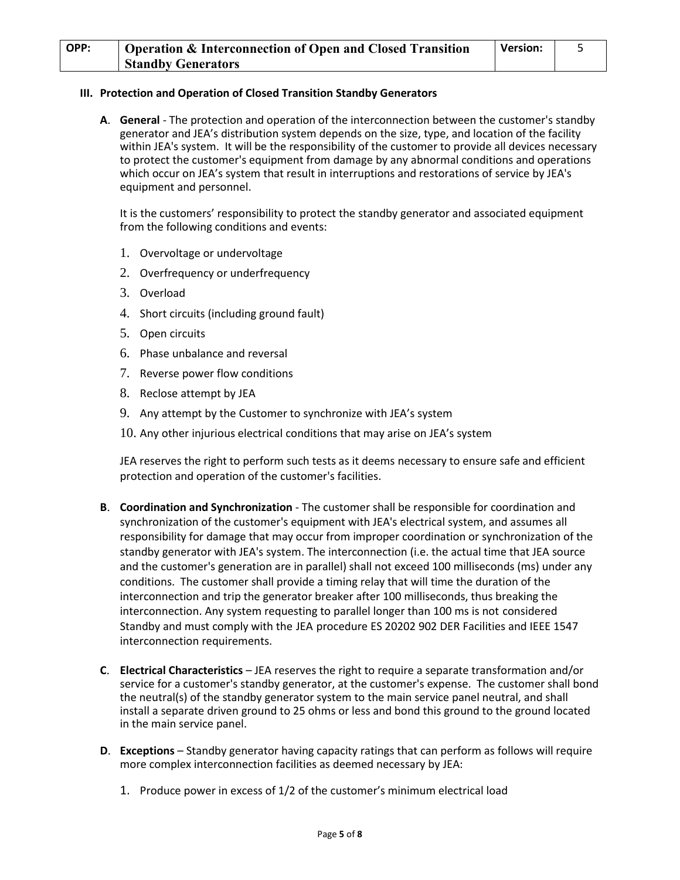### III. Protection and Operation of Closed Transition Standby Generators

**A**. **General** - The protection and operation of the interconnection between the customer's standby generator and JEA's distribution system depends on the size, type, and location of the facility within JEA's system. It will be the responsibility of the customer to provide all devices necessary to protect the customer's equipment from damage by any abnormal conditions and operations which occur on JEA's system that result in interruptions and restorations of service by JEA's equipment and personnel.

It is the customers' responsibility to protect the standby generator and associated equipment from the following conditions and events:

1. Overvoltage or undervoltage
2. Overfrequency or underfrequency
3. Overload
4. Short circuits (including ground fault)
5. Open circuits
6. Phase unbalance and reversal
7. Reverse power flow conditions
8. Reclose attempt by JEA
9. Any attempt by the Customer to synchronize with JEA's system
10. Any other injurious electrical conditions that may arise on JEA's system

JEA reserves the right to perform such tests as it deems necessary to ensure safe and efficient protection and operation of the customer's facilities.

**B**. **Coordination and Synchronization** - The customer shall be responsible for coordination and synchronization of the customer's equipment with JEA's electrical system, and assumes all responsibility for damage that may occur from improper coordination or synchronization of the standby generator with JEA's system. The interconnection (i.e. the actual time that JEA source and the customer's generation are in parallel) shall not exceed 100 milliseconds (ms) under any conditions. The customer shall provide a timing relay that will time the duration of the interconnection and trip the generator breaker after 100 milliseconds, thus breaking the interconnection. Any system requesting to parallel longer than 100 ms is not considered Standby and must comply with the JEA procedure ES 20202 902 DER Facilities and IEEE 1547 interconnection requirements.

**C**. **Electrical Characteristics** – JEA reserves the right to require a separate transformation and/or service for a customer's standby generator, at the customer's expense. The customer shall bond the neutral(s) of the standby generator system to the main service panel neutral, and shall install a separate driven ground to 25 ohms or less and bond this ground to the ground located in the main service panel.

**D**. **Exceptions** – Standby generator having capacity ratings that can perform as follows will require more complex interconnection facilities as deemed necessary by JEA:

1. Produce power in excess of 1/2 of the customer's minimum electrical load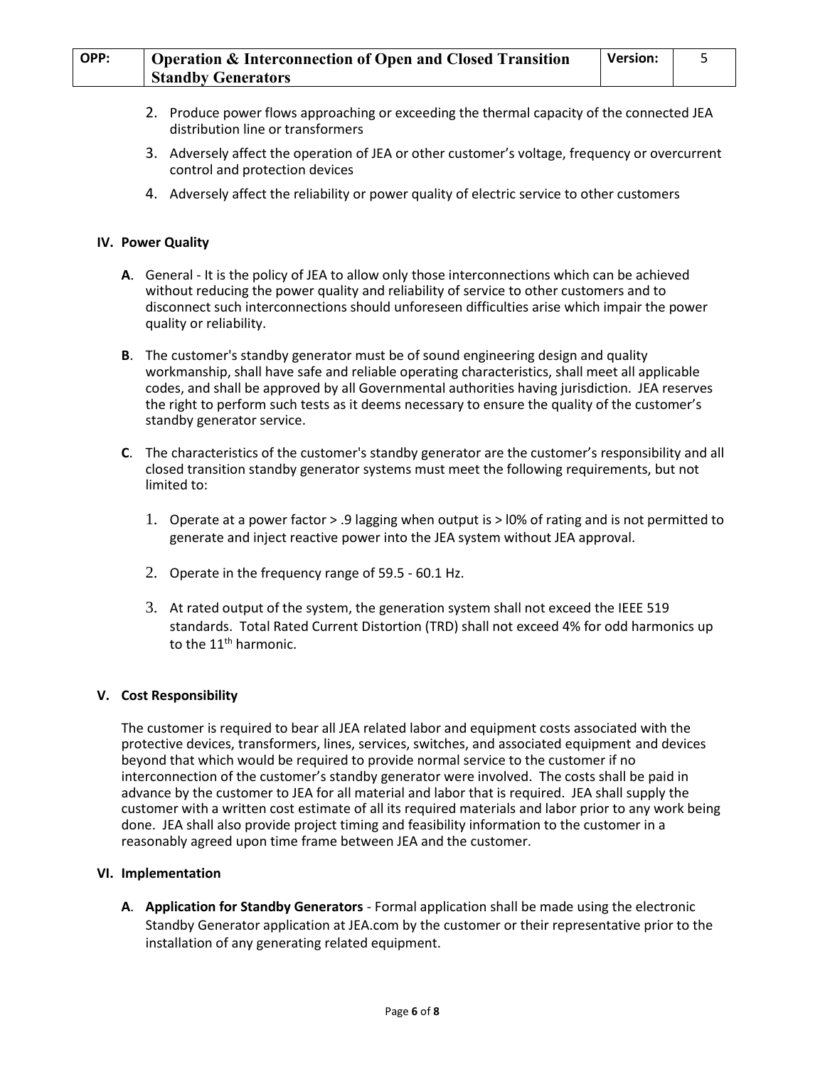2. Produce power flows approaching or exceeding the thermal capacity of the connected JEA distribution line or transformers
3. Adversely affect the operation of JEA or other customer's voltage, frequency or overcurrent control and protection devices
4. Adversely affect the reliability or power quality of electric service to other customers

## IV. Power Quality

**A**. General - It is the policy of JEA to allow only those interconnections which can be achieved without reducing the power quality and reliability of service to other customers and to disconnect such interconnections should unforeseen difficulties arise which impair the power quality or reliability.

**B**. The customer's standby generator must be of sound engineering design and quality workmanship, shall have safe and reliable operating characteristics, shall meet all applicable codes, and shall be approved by all Governmental authorities having jurisdiction. JEA reserves the right to perform such tests as it deems necessary to ensure the quality of the customer's standby generator service.

**C**. The characteristics of the customer's standby generator are the customer's responsibility and all closed transition standby generator systems must meet the following requirements, but not limited to:

1. Operate at a power factor > .9 lagging when output is > l0% of rating and is not permitted to generate and inject reactive power into the JEA system without JEA approval.

2. Operate in the frequency range of 59.5 - 60.1 Hz.

3. At rated output of the system, the generation system shall not exceed the IEEE 519 standards. Total Rated Current Distortion (TRD) shall not exceed 4% for odd harmonics up to the $11^{th}$ harmonic.

## V. Cost Responsibility

The customer is required to bear all JEA related labor and equipment costs associated with the protective devices, transformers, lines, services, switches, and associated equipment and devices beyond that which would be required to provide normal service to the customer if no interconnection of the customer's standby generator were involved. The costs shall be paid in advance by the customer to JEA for all material and labor that is required. JEA shall supply the customer with a written cost estimate of all its required materials and labor prior to any work being done. JEA shall also provide project timing and feasibility information to the customer in a reasonably agreed upon time frame between JEA and the customer.

## VI. Implementation

**A**. **Application for Standby Generators** - Formal application shall be made using the electronic Standby Generator application at JEA.com by the customer or their representative prior to the installation of any generating related equipment.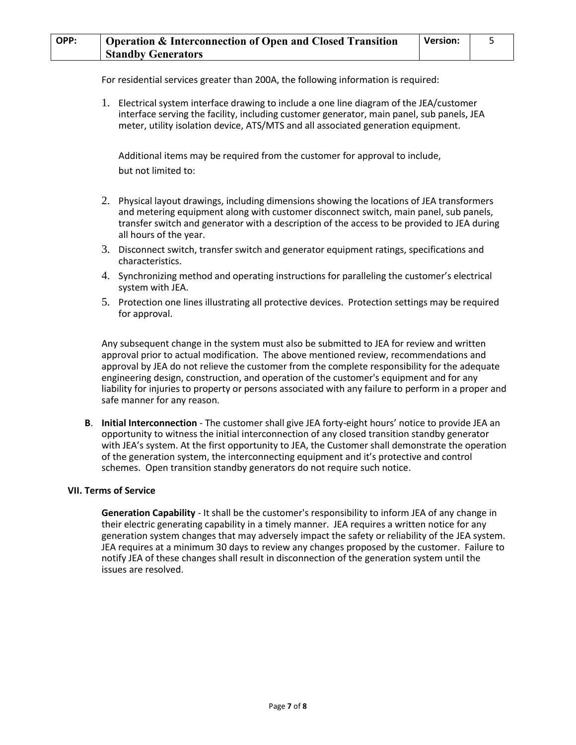For residential services greater than 200A, the following information is required:

1. Electrical system interface drawing to include a one line diagram of the JEA/customer interface serving the facility, including customer generator, main panel, sub panels, JEA meter, utility isolation device, ATS/MTS and all associated generation equipment.

   Additional items may be required from the customer for approval to include, but not limited to:

2. Physical layout drawings, including dimensions showing the locations of JEA transformers and metering equipment along with customer disconnect switch, main panel, sub panels, transfer switch and generator with a description of the access to be provided to JEA during all hours of the year.
3. Disconnect switch, transfer switch and generator equipment ratings, specifications and characteristics.
4. Synchronizing method and operating instructions for paralleling the customer's electrical system with JEA.
5. Protection one lines illustrating all protective devices. Protection settings may be required for approval.

Any subsequent change in the system must also be submitted to JEA for review and written approval prior to actual modification. The above mentioned review, recommendations and approval by JEA do not relieve the customer from the complete responsibility for the adequate engineering design, construction, and operation of the customer's equipment and for any liability for injuries to property or persons associated with any failure to perform in a proper and safe manner for any reason.

**B**. **Initial Interconnection** - The customer shall give JEA forty-eight hours' notice to provide JEA an opportunity to witness the initial interconnection of any closed transition standby generator with JEA's system. At the first opportunity to JEA, the Customer shall demonstrate the operation of the generation system, the interconnecting equipment and it's protective and control schemes. Open transition standby generators do not require such notice.

### VII. Terms of Service

**Generation Capability** - It shall be the customer's responsibility to inform JEA of any change in their electric generating capability in a timely manner. JEA requires a written notice for any generation system changes that may adversely impact the safety or reliability of the JEA system. JEA requires at a minimum 30 days to review any changes proposed by the customer. Failure to notify JEA of these changes shall result in disconnection of the generation system until the issues are resolved.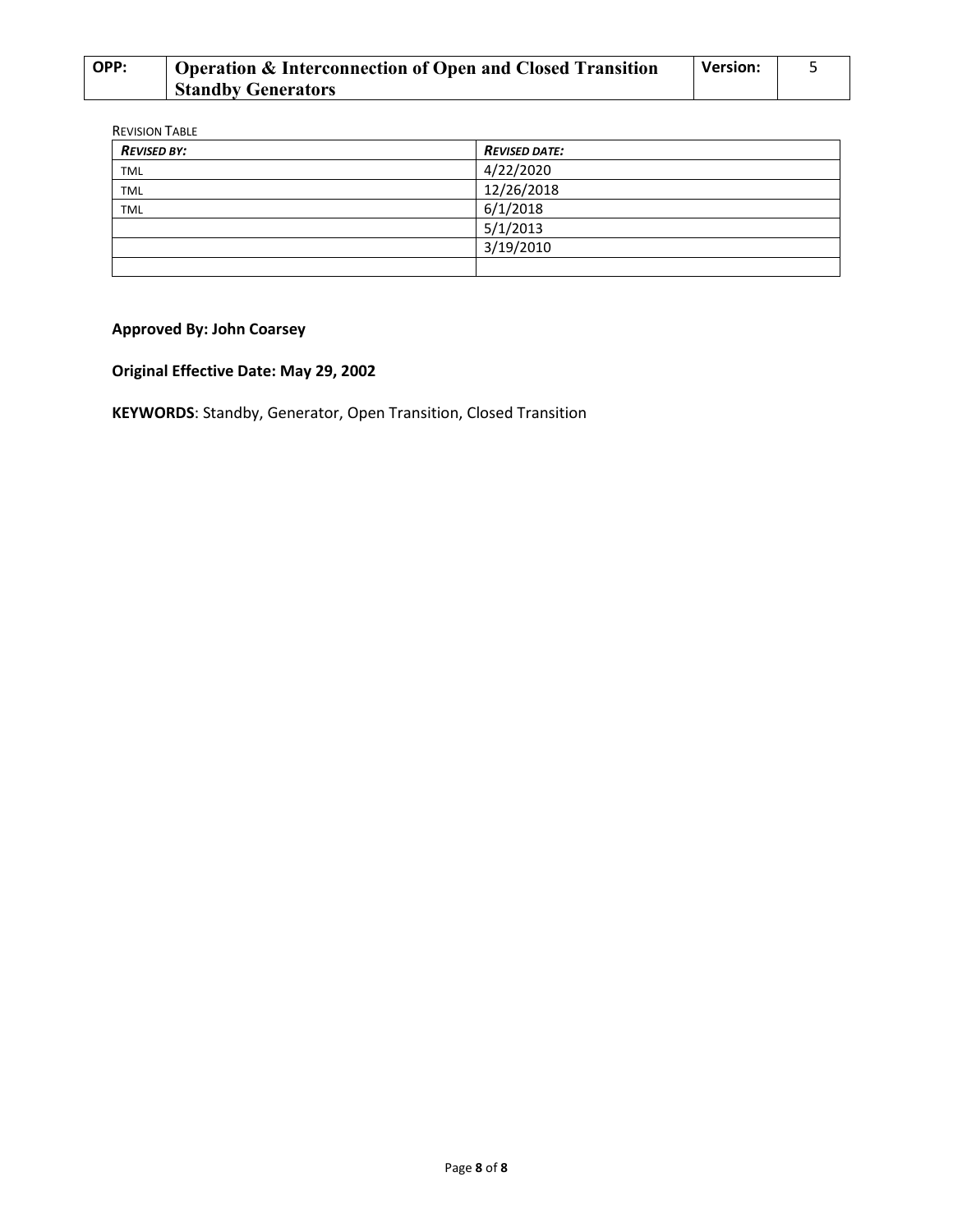REVISION TABLE

| ***REVISED BY:*** | ***REVISED DATE:*** |
| --- | --- |
| TML | 4/22/2020 |
| TML | 12/26/2018 |
| TML | 6/1/2018 |
| | 5/1/2013 |
| | 3/19/2010 |
| | |

**Approved By: John Coarsey**

**Original Effective Date: May 29, 2002**

**KEYWORDS**: Standby, Generator, Open Transition, Closed Transition